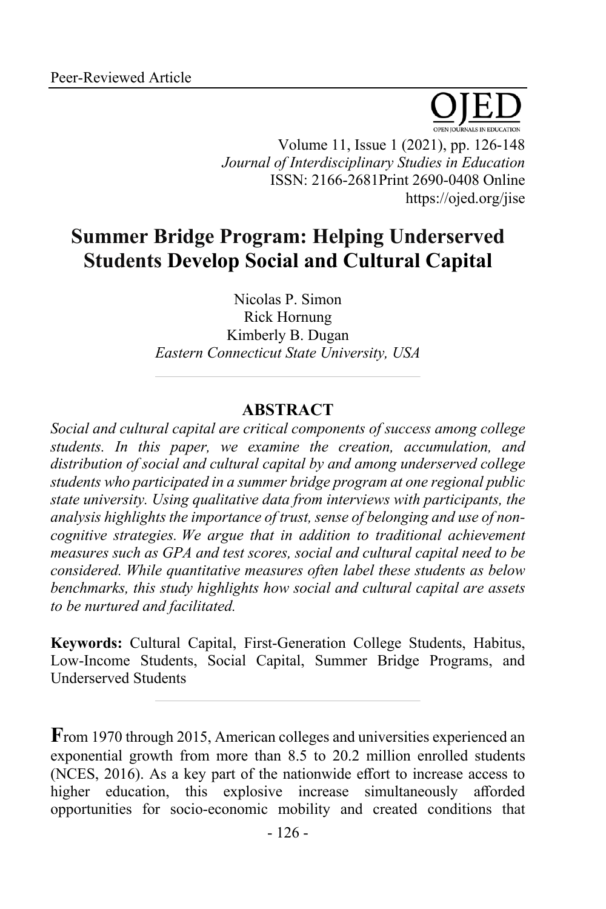Peer-Reviewed Article

# Summer Bridge Program: Helping Underserved Students Develop Social and Cultural Capital

Nicolas P. Simon
Rick Hornung
Kimberly B. Dugan
*Eastern Connecticut State University, USA*

## ABSTRACT

*Social and cultural capital are critical components of success among college students. In this paper, we examine the creation, accumulation, and distribution of social and cultural capital by and among underserved college students who participated in a summer bridge program at one regional public state university. Using qualitative data from interviews with participants, the analysis highlights the importance of trust, sense of belonging and use of non-cognitive strategies. We argue that in addition to traditional achievement measures such as GPA and test scores, social and cultural capital need to be considered. While quantitative measures often label these students as below benchmarks, this study highlights how social and cultural capital are assets to be nurtured and facilitated.*

**Keywords:** Cultural Capital, First-Generation College Students, Habitus, Low-Income Students, Social Capital, Summer Bridge Programs, and Underserved Students

**F**rom 1970 through 2015, American colleges and universities experienced an exponential growth from more than 8.5 to 20.2 million enrolled students (NCES, 2016). As a key part of the nationwide effort to increase access to higher education, this explosive increase simultaneously afforded opportunities for socio-economic mobility and created conditions that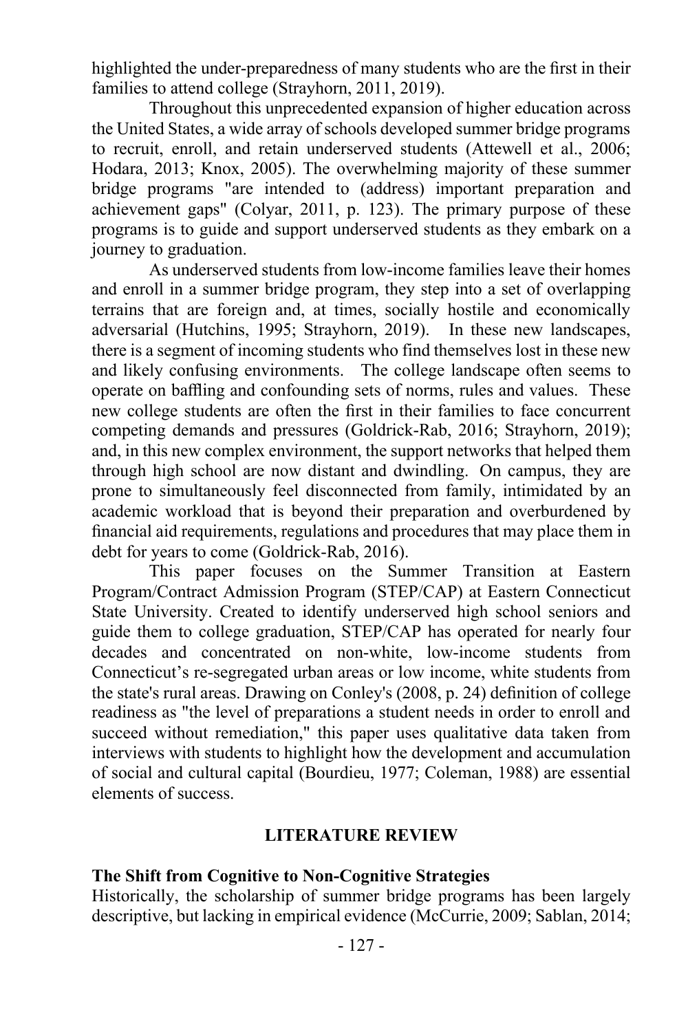highlighted the under-preparedness of many students who are the first in their families to attend college (Strayhorn, 2011, 2019).

Throughout this unprecedented expansion of higher education across the United States, a wide array of schools developed summer bridge programs to recruit, enroll, and retain underserved students (Attewell et al., 2006; Hodara, 2013; Knox, 2005). The overwhelming majority of these summer bridge programs "are intended to (address) important preparation and achievement gaps" (Colyar, 2011, p. 123). The primary purpose of these programs is to guide and support underserved students as they embark on a journey to graduation.

As underserved students from low-income families leave their homes and enroll in a summer bridge program, they step into a set of overlapping terrains that are foreign and, at times, socially hostile and economically adversarial (Hutchins, 1995; Strayhorn, 2019). In these new landscapes, there is a segment of incoming students who find themselves lost in these new and likely confusing environments. The college landscape often seems to operate on baffling and confounding sets of norms, rules and values. These new college students are often the first in their families to face concurrent competing demands and pressures (Goldrick-Rab, 2016; Strayhorn, 2019); and, in this new complex environment, the support networks that helped them through high school are now distant and dwindling. On campus, they are prone to simultaneously feel disconnected from family, intimidated by an academic workload that is beyond their preparation and overburdened by financial aid requirements, regulations and procedures that may place them in debt for years to come (Goldrick-Rab, 2016).

This paper focuses on the Summer Transition at Eastern Program/Contract Admission Program (STEP/CAP) at Eastern Connecticut State University. Created to identify underserved high school seniors and guide them to college graduation, STEP/CAP has operated for nearly four decades and concentrated on non-white, low-income students from Connecticut's re-segregated urban areas or low income, white students from the state's rural areas. Drawing on Conley's (2008, p. 24) definition of college readiness as "the level of preparations a student needs in order to enroll and succeed without remediation," this paper uses qualitative data taken from interviews with students to highlight how the development and accumulation of social and cultural capital (Bourdieu, 1977; Coleman, 1988) are essential elements of success.

## LITERATURE REVIEW

### The Shift from Cognitive to Non-Cognitive Strategies

Historically, the scholarship of summer bridge programs has been largely descriptive, but lacking in empirical evidence (McCurrie, 2009; Sablan, 2014;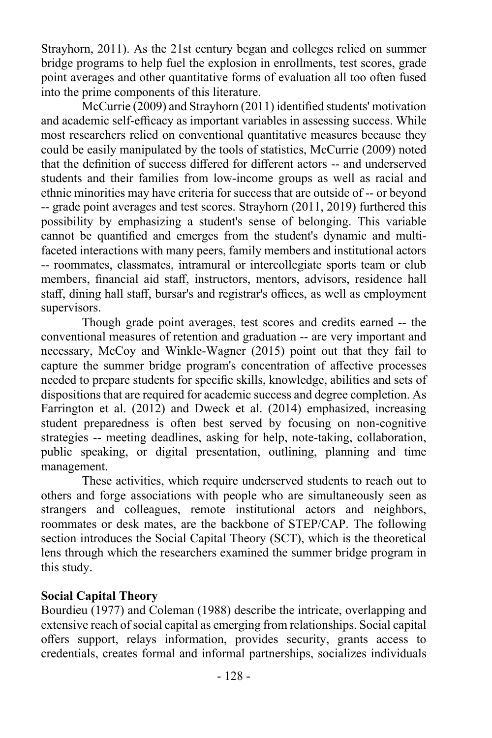Strayhorn, 2011). As the 21st century began and colleges relied on summer bridge programs to help fuel the explosion in enrollments, test scores, grade point averages and other quantitative forms of evaluation all too often fused into the prime components of this literature.

McCurrie (2009) and Strayhorn (2011) identified students' motivation and academic self-efficacy as important variables in assessing success. While most researchers relied on conventional quantitative measures because they could be easily manipulated by the tools of statistics, McCurrie (2009) noted that the definition of success differed for different actors -- and underserved students and their families from low-income groups as well as racial and ethnic minorities may have criteria for success that are outside of -- or beyond -- grade point averages and test scores. Strayhorn (2011, 2019) furthered this possibility by emphasizing a student's sense of belonging. This variable cannot be quantified and emerges from the student's dynamic and multi-faceted interactions with many peers, family members and institutional actors -- roommates, classmates, intramural or intercollegiate sports team or club members, financial aid staff, instructors, mentors, advisors, residence hall staff, dining hall staff, bursar's and registrar's offices, as well as employment supervisors.

Though grade point averages, test scores and credits earned -- the conventional measures of retention and graduation -- are very important and necessary, McCoy and Winkle-Wagner (2015) point out that they fail to capture the summer bridge program's concentration of affective processes needed to prepare students for specific skills, knowledge, abilities and sets of dispositions that are required for academic success and degree completion. As Farrington et al. (2012) and Dweck et al. (2014) emphasized, increasing student preparedness is often best served by focusing on non-cognitive strategies -- meeting deadlines, asking for help, note-taking, collaboration, public speaking, or digital presentation, outlining, planning and time management.

These activities, which require underserved students to reach out to others and forge associations with people who are simultaneously seen as strangers and colleagues, remote institutional actors and neighbors, roommates or desk mates, are the backbone of STEP/CAP. The following section introduces the Social Capital Theory (SCT), which is the theoretical lens through which the researchers examined the summer bridge program in this study.

**Social Capital Theory**

Bourdieu (1977) and Coleman (1988) describe the intricate, overlapping and extensive reach of social capital as emerging from relationships. Social capital offers support, relays information, provides security, grants access to credentials, creates formal and informal partnerships, socializes individuals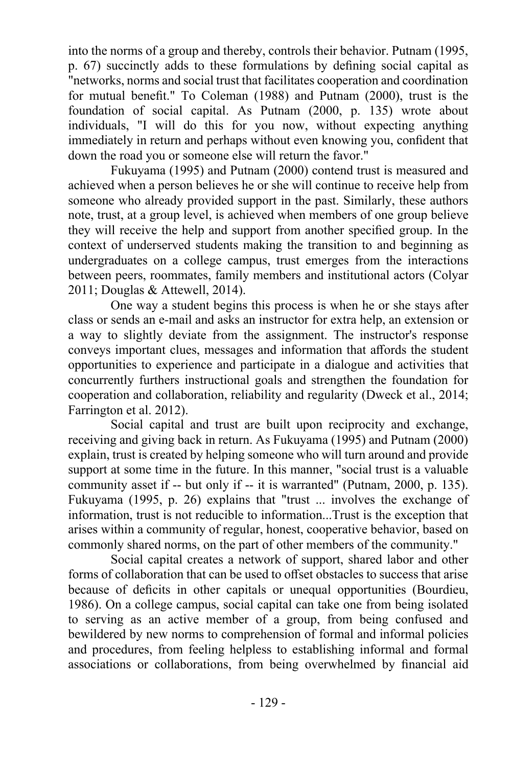into the norms of a group and thereby, controls their behavior. Putnam (1995, p. 67) succinctly adds to these formulations by defining social capital as "networks, norms and social trust that facilitates cooperation and coordination for mutual benefit." To Coleman (1988) and Putnam (2000), trust is the foundation of social capital. As Putnam (2000, p. 135) wrote about individuals, "I will do this for you now, without expecting anything immediately in return and perhaps without even knowing you, confident that down the road you or someone else will return the favor."

Fukuyama (1995) and Putnam (2000) contend trust is measured and achieved when a person believes he or she will continue to receive help from someone who already provided support in the past. Similarly, these authors note, trust, at a group level, is achieved when members of one group believe they will receive the help and support from another specified group. In the context of underserved students making the transition to and beginning as undergraduates on a college campus, trust emerges from the interactions between peers, roommates, family members and institutional actors (Colyar 2011; Douglas & Attewell, 2014).

One way a student begins this process is when he or she stays after class or sends an e-mail and asks an instructor for extra help, an extension or a way to slightly deviate from the assignment. The instructor's response conveys important clues, messages and information that affords the student opportunities to experience and participate in a dialogue and activities that concurrently furthers instructional goals and strengthen the foundation for cooperation and collaboration, reliability and regularity (Dweck et al., 2014; Farrington et al. 2012).

Social capital and trust are built upon reciprocity and exchange, receiving and giving back in return. As Fukuyama (1995) and Putnam (2000) explain, trust is created by helping someone who will turn around and provide support at some time in the future. In this manner, "social trust is a valuable community asset if -- but only if -- it is warranted" (Putnam, 2000, p. 135). Fukuyama (1995, p. 26) explains that "trust ... involves the exchange of information, trust is not reducible to information...Trust is the exception that arises within a community of regular, honest, cooperative behavior, based on commonly shared norms, on the part of other members of the community."

Social capital creates a network of support, shared labor and other forms of collaboration that can be used to offset obstacles to success that arise because of deficits in other capitals or unequal opportunities (Bourdieu, 1986). On a college campus, social capital can take one from being isolated to serving as an active member of a group, from being confused and bewildered by new norms to comprehension of formal and informal policies and procedures, from feeling helpless to establishing informal and formal associations or collaborations, from being overwhelmed by financial aid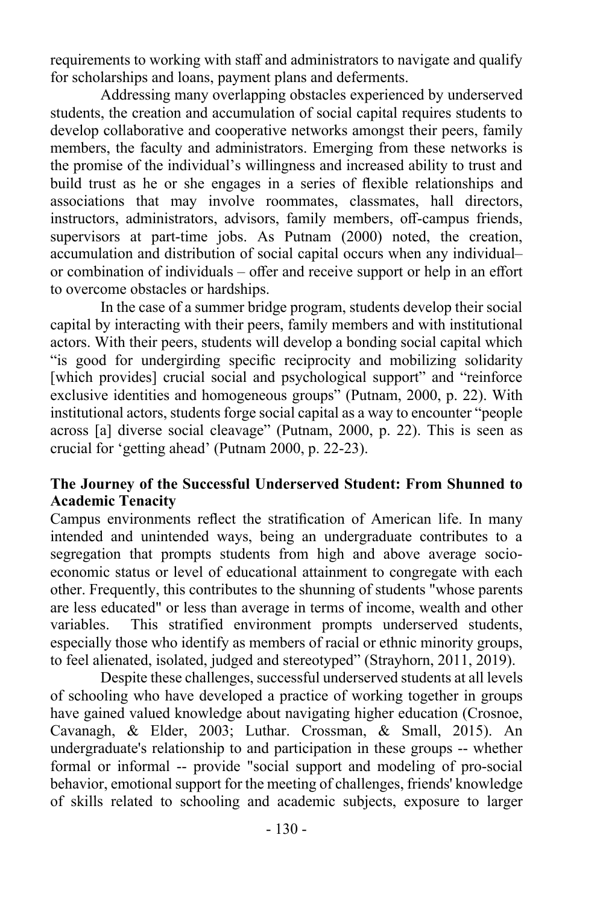requirements to working with staff and administrators to navigate and qualify for scholarships and loans, payment plans and deferments.

Addressing many overlapping obstacles experienced by underserved students, the creation and accumulation of social capital requires students to develop collaborative and cooperative networks amongst their peers, family members, the faculty and administrators. Emerging from these networks is the promise of the individual's willingness and increased ability to trust and build trust as he or she engages in a series of flexible relationships and associations that may involve roommates, classmates, hall directors, instructors, administrators, advisors, family members, off-campus friends, supervisors at part-time jobs. As Putnam (2000) noted, the creation, accumulation and distribution of social capital occurs when any individual– or combination of individuals – offer and receive support or help in an effort to overcome obstacles or hardships.

In the case of a summer bridge program, students develop their social capital by interacting with their peers, family members and with institutional actors. With their peers, students will develop a bonding social capital which "is good for undergirding specific reciprocity and mobilizing solidarity [which provides] crucial social and psychological support" and "reinforce exclusive identities and homogeneous groups" (Putnam, 2000, p. 22). With institutional actors, students forge social capital as a way to encounter "people across [a] diverse social cleavage" (Putnam, 2000, p. 22). This is seen as crucial for 'getting ahead' (Putnam 2000, p. 22-23).

## The Journey of the Successful Underserved Student: From Shunned to Academic Tenacity

Campus environments reflect the stratification of American life. In many intended and unintended ways, being an undergraduate contributes to a segregation that prompts students from high and above average socio-economic status or level of educational attainment to congregate with each other. Frequently, this contributes to the shunning of students "whose parents are less educated" or less than average in terms of income, wealth and other variables. This stratified environment prompts underserved students, especially those who identify as members of racial or ethnic minority groups, to feel alienated, isolated, judged and stereotyped" (Strayhorn, 2011, 2019).

Despite these challenges, successful underserved students at all levels of schooling who have developed a practice of working together in groups have gained valued knowledge about navigating higher education (Crosnoe, Cavanagh, & Elder, 2003; Luthar. Crossman, & Small, 2015). An undergraduate's relationship to and participation in these groups -- whether formal or informal -- provide "social support and modeling of pro-social behavior, emotional support for the meeting of challenges, friends' knowledge of skills related to schooling and academic subjects, exposure to larger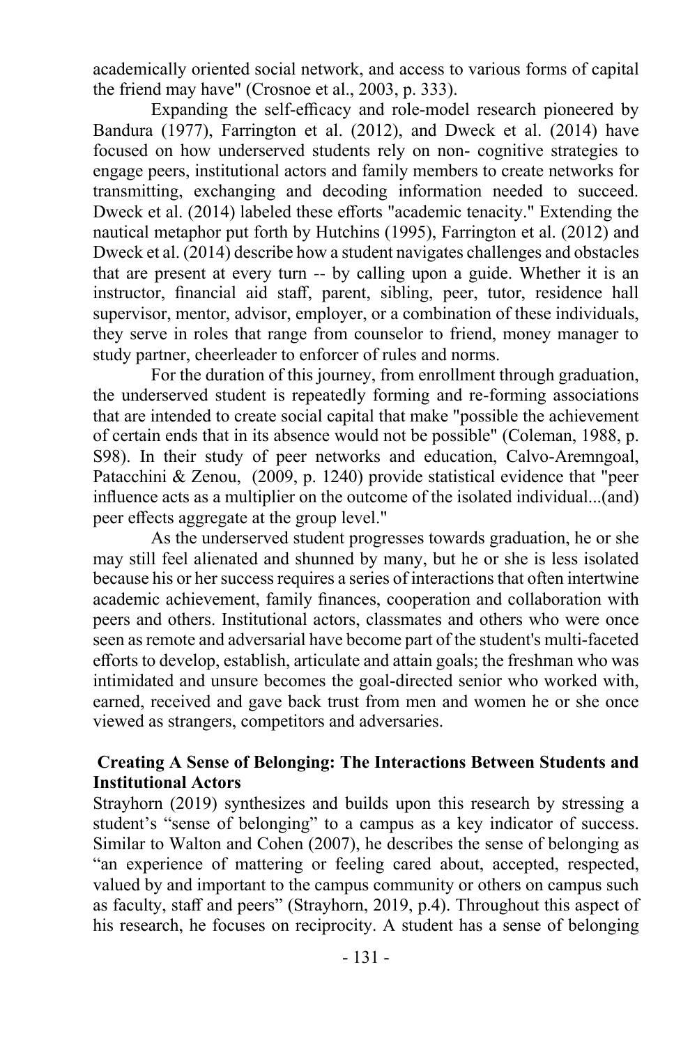academically oriented social network, and access to various forms of capital the friend may have" (Crosnoe et al., 2003, p. 333).

Expanding the self-efficacy and role-model research pioneered by Bandura (1977), Farrington et al. (2012), and Dweck et al. (2014) have focused on how underserved students rely on non- cognitive strategies to engage peers, institutional actors and family members to create networks for transmitting, exchanging and decoding information needed to succeed. Dweck et al. (2014) labeled these efforts "academic tenacity." Extending the nautical metaphor put forth by Hutchins (1995), Farrington et al. (2012) and Dweck et al. (2014) describe how a student navigates challenges and obstacles that are present at every turn -- by calling upon a guide. Whether it is an instructor, financial aid staff, parent, sibling, peer, tutor, residence hall supervisor, mentor, advisor, employer, or a combination of these individuals, they serve in roles that range from counselor to friend, money manager to study partner, cheerleader to enforcer of rules and norms.

For the duration of this journey, from enrollment through graduation, the underserved student is repeatedly forming and re-forming associations that are intended to create social capital that make "possible the achievement of certain ends that in its absence would not be possible" (Coleman, 1988, p. S98). In their study of peer networks and education, Calvo-Aremngoal, Patacchini & Zenou, (2009, p. 1240) provide statistical evidence that "peer influence acts as a multiplier on the outcome of the isolated individual...(and) peer effects aggregate at the group level."

As the underserved student progresses towards graduation, he or she may still feel alienated and shunned by many, but he or she is less isolated because his or her success requires a series of interactions that often intertwine academic achievement, family finances, cooperation and collaboration with peers and others. Institutional actors, classmates and others who were once seen as remote and adversarial have become part of the student's multi-faceted efforts to develop, establish, articulate and attain goals; the freshman who was intimidated and unsure becomes the goal-directed senior who worked with, earned, received and gave back trust from men and women he or she once viewed as strangers, competitors and adversaries.

## Creating A Sense of Belonging: The Interactions Between Students and Institutional Actors

Strayhorn (2019) synthesizes and builds upon this research by stressing a student's "sense of belonging" to a campus as a key indicator of success. Similar to Walton and Cohen (2007), he describes the sense of belonging as "an experience of mattering or feeling cared about, accepted, respected, valued by and important to the campus community or others on campus such as faculty, staff and peers" (Strayhorn, 2019, p.4). Throughout this aspect of his research, he focuses on reciprocity. A student has a sense of belonging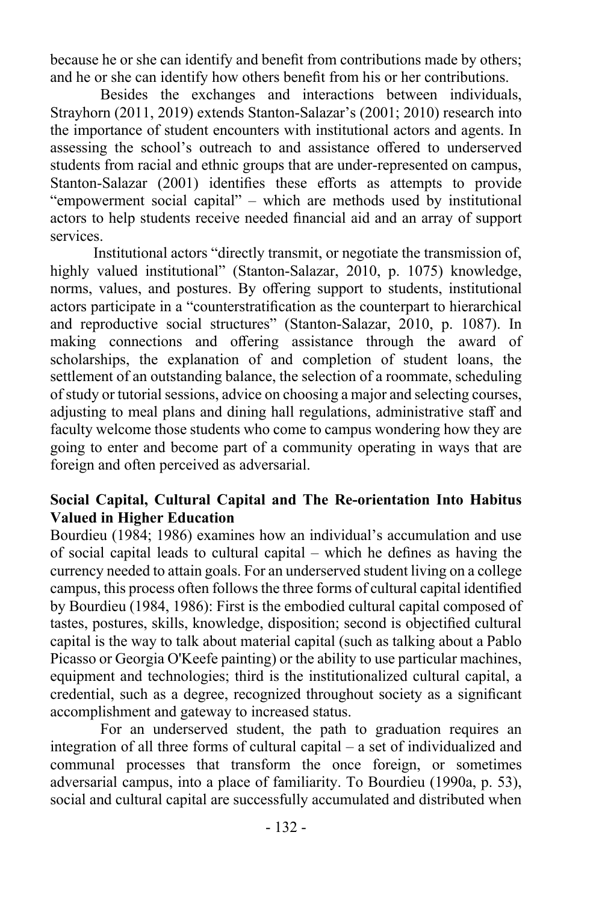because he or she can identify and benefit from contributions made by others; and he or she can identify how others benefit from his or her contributions.

Besides the exchanges and interactions between individuals, Strayhorn (2011, 2019) extends Stanton-Salazar's (2001; 2010) research into the importance of student encounters with institutional actors and agents. In assessing the school's outreach to and assistance offered to underserved students from racial and ethnic groups that are under-represented on campus, Stanton-Salazar (2001) identifies these efforts as attempts to provide "empowerment social capital" – which are methods used by institutional actors to help students receive needed financial aid and an array of support services.

Institutional actors "directly transmit, or negotiate the transmission of, highly valued institutional" (Stanton-Salazar, 2010, p. 1075) knowledge, norms, values, and postures. By offering support to students, institutional actors participate in a "counterstratification as the counterpart to hierarchical and reproductive social structures" (Stanton-Salazar, 2010, p. 1087). In making connections and offering assistance through the award of scholarships, the explanation of and completion of student loans, the settlement of an outstanding balance, the selection of a roommate, scheduling of study or tutorial sessions, advice on choosing a major and selecting courses, adjusting to meal plans and dining hall regulations, administrative staff and faculty welcome those students who come to campus wondering how they are going to enter and become part of a community operating in ways that are foreign and often perceived as adversarial.

### Social Capital, Cultural Capital and The Re-orientation Into Habitus Valued in Higher Education

Bourdieu (1984; 1986) examines how an individual's accumulation and use of social capital leads to cultural capital – which he defines as having the currency needed to attain goals. For an underserved student living on a college campus, this process often follows the three forms of cultural capital identified by Bourdieu (1984, 1986): First is the embodied cultural capital composed of tastes, postures, skills, knowledge, disposition; second is objectified cultural capital is the way to talk about material capital (such as talking about a Pablo Picasso or Georgia O'Keefe painting) or the ability to use particular machines, equipment and technologies; third is the institutionalized cultural capital, a credential, such as a degree, recognized throughout society as a significant accomplishment and gateway to increased status.

For an underserved student, the path to graduation requires an integration of all three forms of cultural capital – a set of individualized and communal processes that transform the once foreign, or sometimes adversarial campus, into a place of familiarity. To Bourdieu (1990a, p. 53), social and cultural capital are successfully accumulated and distributed when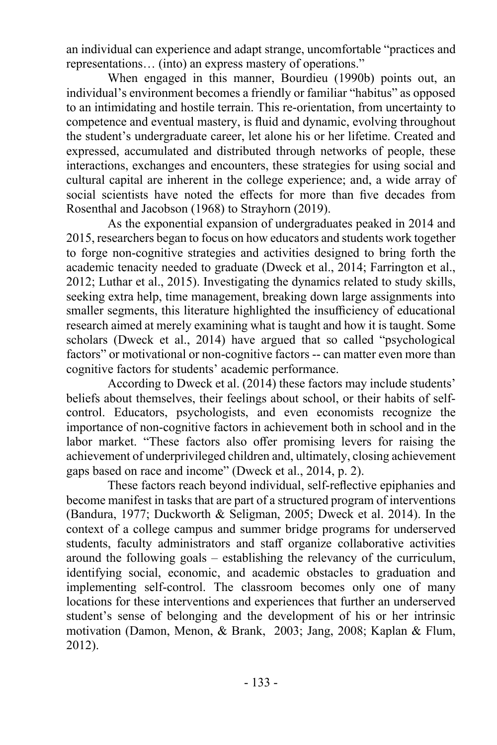an individual can experience and adapt strange, uncomfortable "practices and representations… (into) an express mastery of operations."

When engaged in this manner, Bourdieu (1990b) points out, an individual's environment becomes a friendly or familiar "habitus" as opposed to an intimidating and hostile terrain. This re-orientation, from uncertainty to competence and eventual mastery, is fluid and dynamic, evolving throughout the student's undergraduate career, let alone his or her lifetime. Created and expressed, accumulated and distributed through networks of people, these interactions, exchanges and encounters, these strategies for using social and cultural capital are inherent in the college experience; and, a wide array of social scientists have noted the effects for more than five decades from Rosenthal and Jacobson (1968) to Strayhorn (2019).

As the exponential expansion of undergraduates peaked in 2014 and 2015, researchers began to focus on how educators and students work together to forge non-cognitive strategies and activities designed to bring forth the academic tenacity needed to graduate (Dweck et al., 2014; Farrington et al., 2012; Luthar et al., 2015). Investigating the dynamics related to study skills, seeking extra help, time management, breaking down large assignments into smaller segments, this literature highlighted the insufficiency of educational research aimed at merely examining what is taught and how it is taught. Some scholars (Dweck et al., 2014) have argued that so called "psychological factors" or motivational or non-cognitive factors -- can matter even more than cognitive factors for students' academic performance.

According to Dweck et al. (2014) these factors may include students' beliefs about themselves, their feelings about school, or their habits of self-control. Educators, psychologists, and even economists recognize the importance of non-cognitive factors in achievement both in school and in the labor market. "These factors also offer promising levers for raising the achievement of underprivileged children and, ultimately, closing achievement gaps based on race and income" (Dweck et al., 2014, p. 2).

These factors reach beyond individual, self-reflective epiphanies and become manifest in tasks that are part of a structured program of interventions (Bandura, 1977; Duckworth & Seligman, 2005; Dweck et al. 2014). In the context of a college campus and summer bridge programs for underserved students, faculty administrators and staff organize collaborative activities around the following goals – establishing the relevancy of the curriculum, identifying social, economic, and academic obstacles to graduation and implementing self-control. The classroom becomes only one of many locations for these interventions and experiences that further an underserved student's sense of belonging and the development of his or her intrinsic motivation (Damon, Menon, & Brank, 2003; Jang, 2008; Kaplan & Flum, 2012).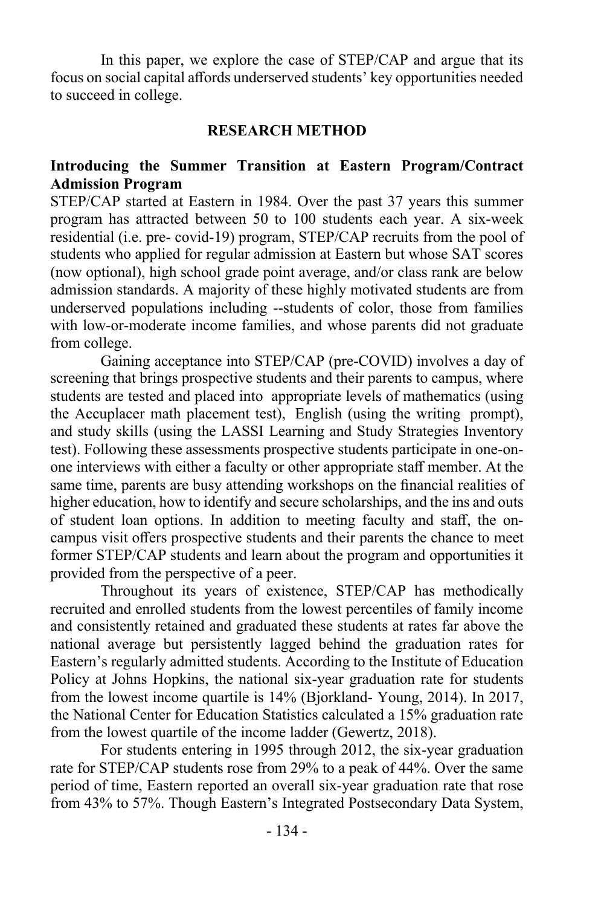In this paper, we explore the case of STEP/CAP and argue that its focus on social capital affords underserved students' key opportunities needed to succeed in college.

## RESEARCH METHOD

### Introducing the Summer Transition at Eastern Program/Contract Admission Program

STEP/CAP started at Eastern in 1984. Over the past 37 years this summer program has attracted between 50 to 100 students each year. A six-week residential (i.e. pre- covid-19) program, STEP/CAP recruits from the pool of students who applied for regular admission at Eastern but whose SAT scores (now optional), high school grade point average, and/or class rank are below admission standards. A majority of these highly motivated students are from underserved populations including --students of color, those from families with low-or-moderate income families, and whose parents did not graduate from college.

Gaining acceptance into STEP/CAP (pre-COVID) involves a day of screening that brings prospective students and their parents to campus, where students are tested and placed into appropriate levels of mathematics (using the Accuplacer math placement test), English (using the writing prompt), and study skills (using the LASSI Learning and Study Strategies Inventory test). Following these assessments prospective students participate in one-on-one interviews with either a faculty or other appropriate staff member. At the same time, parents are busy attending workshops on the financial realities of higher education, how to identify and secure scholarships, and the ins and outs of student loan options. In addition to meeting faculty and staff, the on-campus visit offers prospective students and their parents the chance to meet former STEP/CAP students and learn about the program and opportunities it provided from the perspective of a peer.

Throughout its years of existence, STEP/CAP has methodically recruited and enrolled students from the lowest percentiles of family income and consistently retained and graduated these students at rates far above the national average but persistently lagged behind the graduation rates for Eastern's regularly admitted students. According to the Institute of Education Policy at Johns Hopkins, the national six-year graduation rate for students from the lowest income quartile is 14% (Bjorkland- Young, 2014). In 2017, the National Center for Education Statistics calculated a 15% graduation rate from the lowest quartile of the income ladder (Gewertz, 2018).

For students entering in 1995 through 2012, the six-year graduation rate for STEP/CAP students rose from 29% to a peak of 44%. Over the same period of time, Eastern reported an overall six-year graduation rate that rose from 43% to 57%. Though Eastern's Integrated Postsecondary Data System,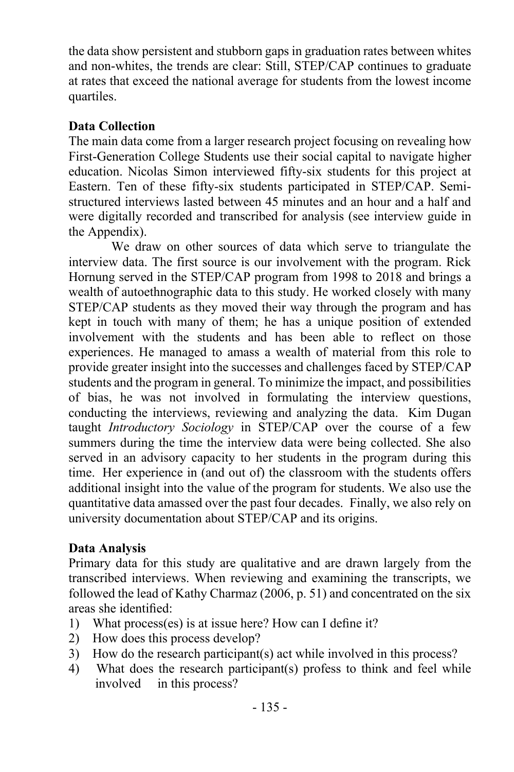the data show persistent and stubborn gaps in graduation rates between whites and non-whites, the trends are clear: Still, STEP/CAP continues to graduate at rates that exceed the national average for students from the lowest income quartiles.

**Data Collection**

The main data come from a larger research project focusing on revealing how First-Generation College Students use their social capital to navigate higher education. Nicolas Simon interviewed fifty-six students for this project at Eastern. Ten of these fifty-six students participated in STEP/CAP. Semi-structured interviews lasted between 45 minutes and an hour and a half and were digitally recorded and transcribed for analysis (see interview guide in the Appendix).

We draw on other sources of data which serve to triangulate the interview data. The first source is our involvement with the program. Rick Hornung served in the STEP/CAP program from 1998 to 2018 and brings a wealth of autoethnographic data to this study. He worked closely with many STEP/CAP students as they moved their way through the program and has kept in touch with many of them; he has a unique position of extended involvement with the students and has been able to reflect on those experiences. He managed to amass a wealth of material from this role to provide greater insight into the successes and challenges faced by STEP/CAP students and the program in general. To minimize the impact, and possibilities of bias, he was not involved in formulating the interview questions, conducting the interviews, reviewing and analyzing the data. Kim Dugan taught *Introductory Sociology* in STEP/CAP over the course of a few summers during the time the interview data were being collected. She also served in an advisory capacity to her students in the program during this time. Her experience in (and out of) the classroom with the students offers additional insight into the value of the program for students. We also use the quantitative data amassed over the past four decades. Finally, we also rely on university documentation about STEP/CAP and its origins.

**Data Analysis**

Primary data for this study are qualitative and are drawn largely from the transcribed interviews. When reviewing and examining the transcripts, we followed the lead of Kathy Charmaz (2006, p. 51) and concentrated on the six areas she identified:

1) What process(es) is at issue here? How can I define it?
2) How does this process develop?
3) How do the research participant(s) act while involved in this process?
4) What does the research participant(s) profess to think and feel while involved in this process?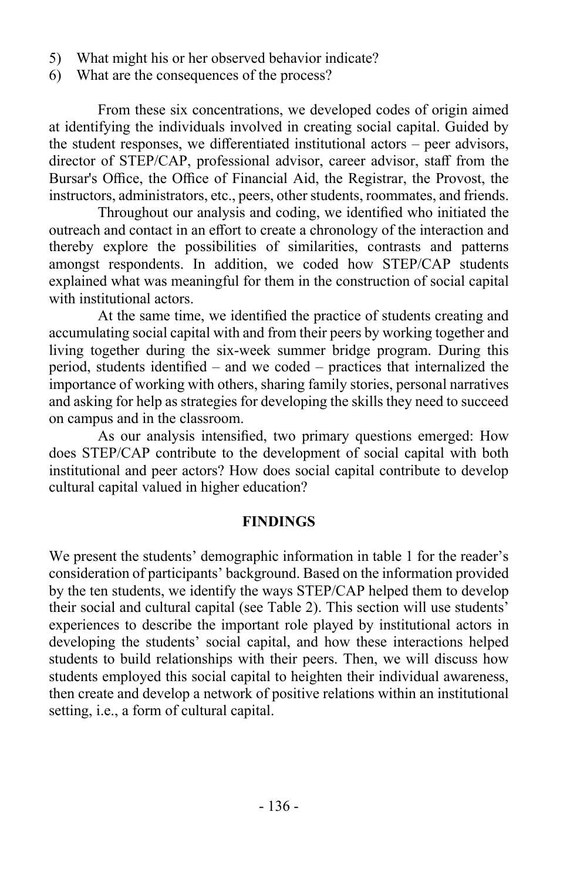5) What might his or her observed behavior indicate?
6) What are the consequences of the process?

From these six concentrations, we developed codes of origin aimed at identifying the individuals involved in creating social capital. Guided by the student responses, we differentiated institutional actors – peer advisors, director of STEP/CAP, professional advisor, career advisor, staff from the Bursar's Office, the Office of Financial Aid, the Registrar, the Provost, the instructors, administrators, etc., peers, other students, roommates, and friends.

Throughout our analysis and coding, we identified who initiated the outreach and contact in an effort to create a chronology of the interaction and thereby explore the possibilities of similarities, contrasts and patterns amongst respondents. In addition, we coded how STEP/CAP students explained what was meaningful for them in the construction of social capital with institutional actors.

At the same time, we identified the practice of students creating and accumulating social capital with and from their peers by working together and living together during the six-week summer bridge program. During this period, students identified – and we coded – practices that internalized the importance of working with others, sharing family stories, personal narratives and asking for help as strategies for developing the skills they need to succeed on campus and in the classroom.

As our analysis intensified, two primary questions emerged: How does STEP/CAP contribute to the development of social capital with both institutional and peer actors? How does social capital contribute to develop cultural capital valued in higher education?

## FINDINGS

We present the students' demographic information in table 1 for the reader's consideration of participants' background. Based on the information provided by the ten students, we identify the ways STEP/CAP helped them to develop their social and cultural capital (see Table 2). This section will use students' experiences to describe the important role played by institutional actors in developing the students' social capital, and how these interactions helped students to build relationships with their peers. Then, we will discuss how students employed this social capital to heighten their individual awareness, then create and develop a network of positive relations within an institutional setting, i.e., a form of cultural capital.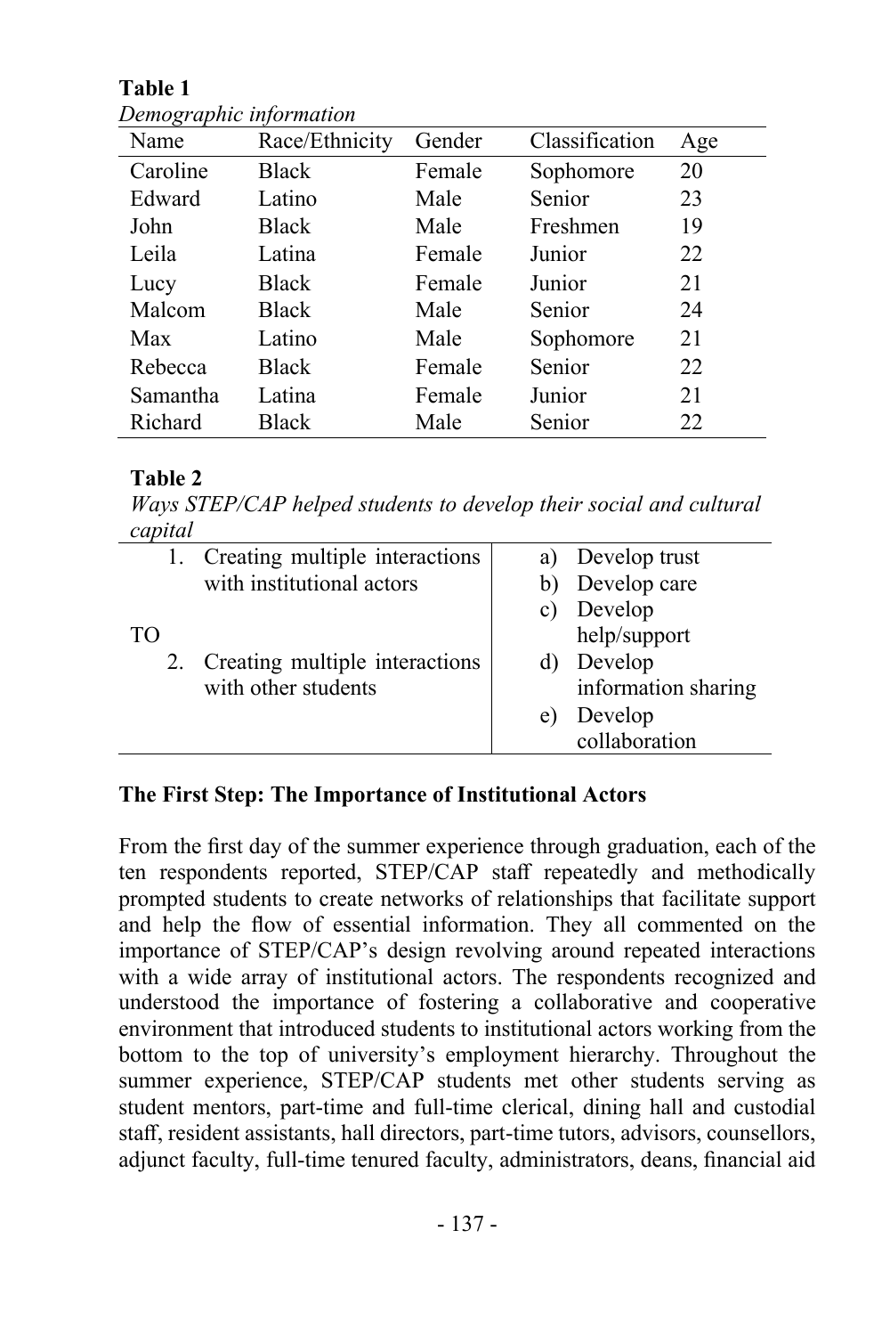**Table 1**

*Demographic information*

| Name | Race/Ethnicity | Gender | Classification | Age |
|---|---|---|---|---|
| Caroline | Black | Female | Sophomore | 20 |
| Edward | Latino | Male | Senior | 23 |
| John | Black | Male | Freshmen | 19 |
| Leila | Latina | Female | Junior | 22 |
| Lucy | Black | Female | Junior | 21 |
| Malcom | Black | Male | Senior | 24 |
| Max | Latino | Male | Sophomore | 21 |
| Rebecca | Black | Female | Senior | 22 |
| Samantha | Latina | Female | Junior | 21 |
| Richard | Black | Male | Senior | 22 |

**Table 2**

*Ways STEP/CAP helped students to develop their social and cultural capital*

| | |
|---|---|
| 1. Creating multiple interactions with institutional actors | a) Develop trust |
| | b) Develop care |
| TO | c) Develop help/support |
| 2. Creating multiple interactions with other students | d) Develop information sharing |
| | e) Develop collaboration |

**The First Step: The Importance of Institutional Actors**

From the first day of the summer experience through graduation, each of the ten respondents reported, STEP/CAP staff repeatedly and methodically prompted students to create networks of relationships that facilitate support and help the flow of essential information. They all commented on the importance of STEP/CAP's design revolving around repeated interactions with a wide array of institutional actors. The respondents recognized and understood the importance of fostering a collaborative and cooperative environment that introduced students to institutional actors working from the bottom to the top of university's employment hierarchy. Throughout the summer experience, STEP/CAP students met other students serving as student mentors, part-time and full-time clerical, dining hall and custodial staff, resident assistants, hall directors, part-time tutors, advisors, counsellors, adjunct faculty, full-time tenured faculty, administrators, deans, financial aid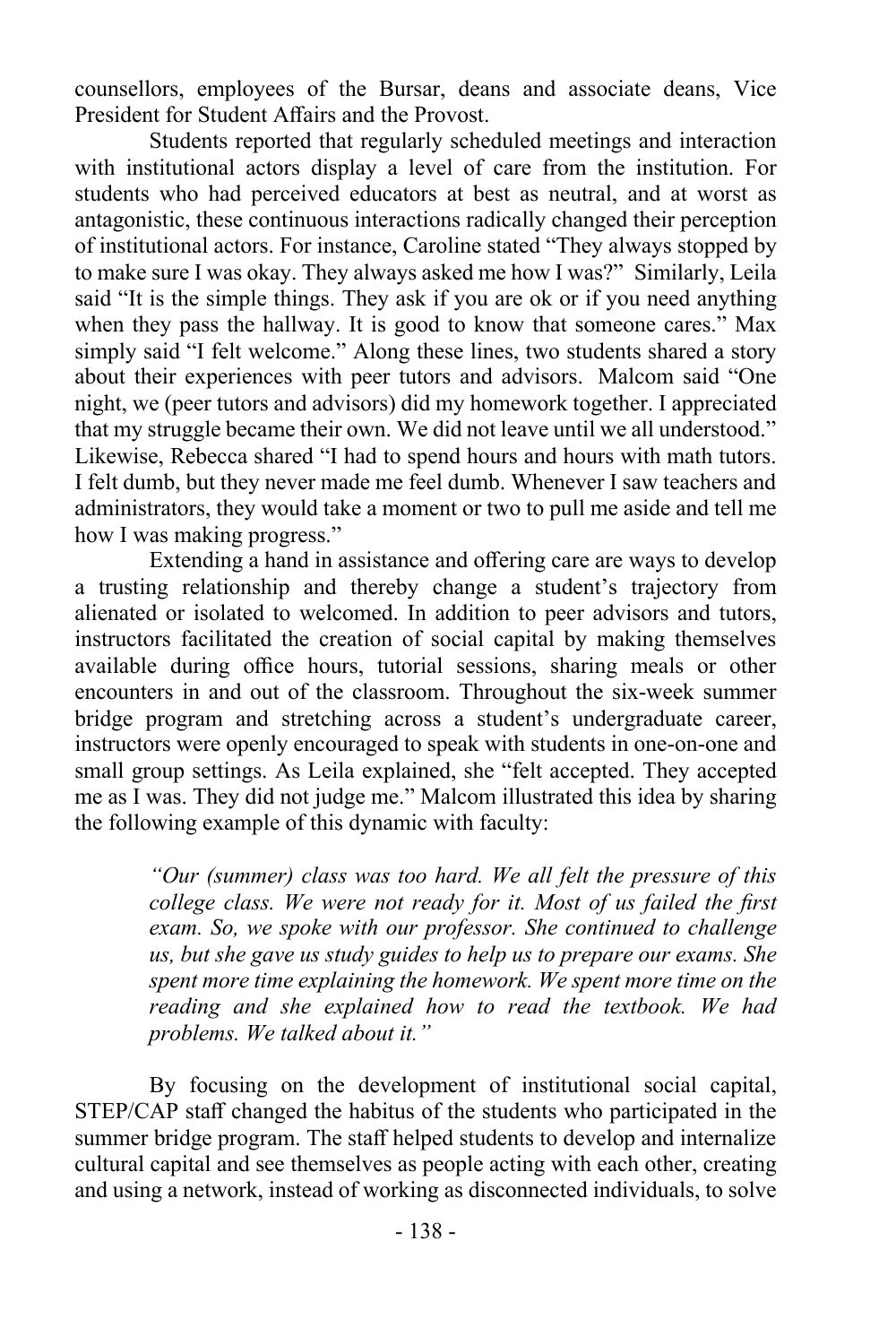counsellors, employees of the Bursar, deans and associate deans, Vice President for Student Affairs and the Provost.

Students reported that regularly scheduled meetings and interaction with institutional actors display a level of care from the institution. For students who had perceived educators at best as neutral, and at worst as antagonistic, these continuous interactions radically changed their perception of institutional actors. For instance, Caroline stated "They always stopped by to make sure I was okay. They always asked me how I was?" Similarly, Leila said "It is the simple things. They ask if you are ok or if you need anything when they pass the hallway. It is good to know that someone cares." Max simply said "I felt welcome." Along these lines, two students shared a story about their experiences with peer tutors and advisors. Malcom said "One night, we (peer tutors and advisors) did my homework together. I appreciated that my struggle became their own. We did not leave until we all understood." Likewise, Rebecca shared "I had to spend hours and hours with math tutors. I felt dumb, but they never made me feel dumb. Whenever I saw teachers and administrators, they would take a moment or two to pull me aside and tell me how I was making progress."

Extending a hand in assistance and offering care are ways to develop a trusting relationship and thereby change a student's trajectory from alienated or isolated to welcomed. In addition to peer advisors and tutors, instructors facilitated the creation of social capital by making themselves available during office hours, tutorial sessions, sharing meals or other encounters in and out of the classroom. Throughout the six-week summer bridge program and stretching across a student's undergraduate career, instructors were openly encouraged to speak with students in one-on-one and small group settings. As Leila explained, she "felt accepted. They accepted me as I was. They did not judge me." Malcom illustrated this idea by sharing the following example of this dynamic with faculty:

> *"Our (summer) class was too hard. We all felt the pressure of this college class. We were not ready for it. Most of us failed the first exam. So, we spoke with our professor. She continued to challenge us, but she gave us study guides to help us to prepare our exams. She spent more time explaining the homework. We spent more time on the reading and she explained how to read the textbook. We had problems. We talked about it."*

By focusing on the development of institutional social capital, STEP/CAP staff changed the habitus of the students who participated in the summer bridge program. The staff helped students to develop and internalize cultural capital and see themselves as people acting with each other, creating and using a network, instead of working as disconnected individuals, to solve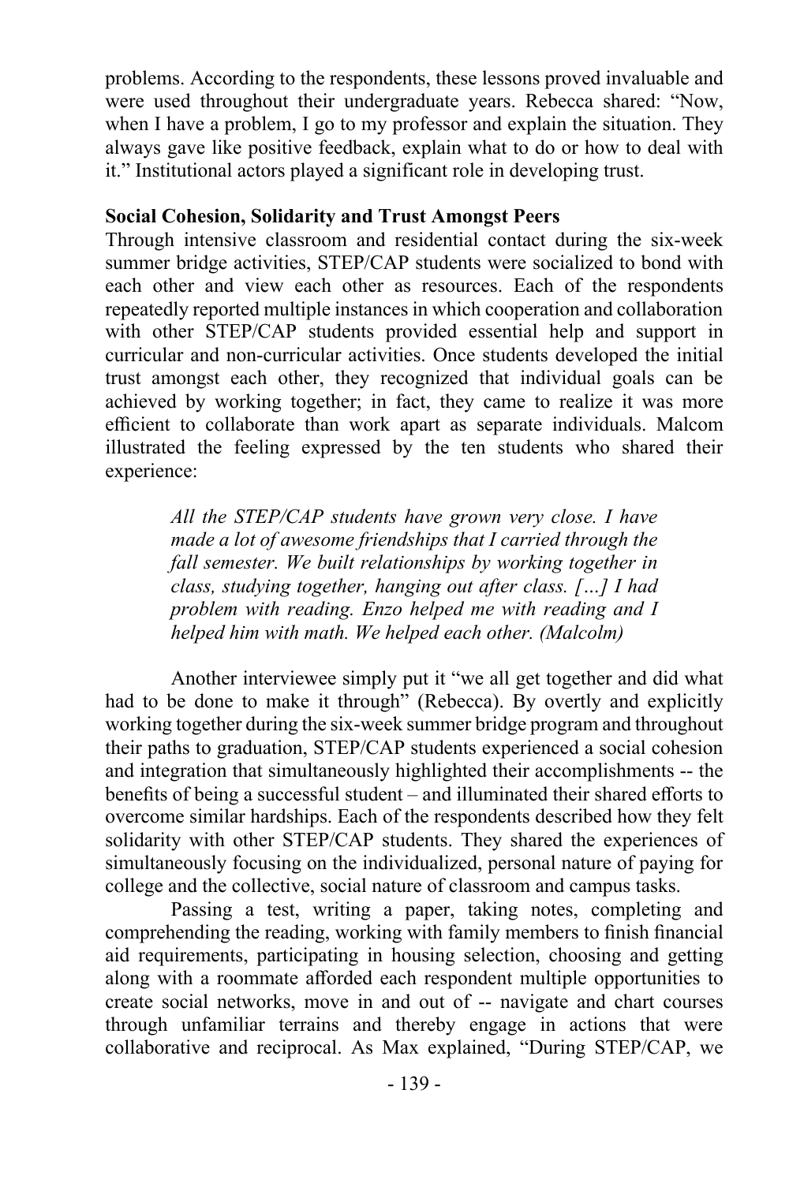problems. According to the respondents, these lessons proved invaluable and were used throughout their undergraduate years. Rebecca shared: "Now, when I have a problem, I go to my professor and explain the situation. They always gave like positive feedback, explain what to do or how to deal with it." Institutional actors played a significant role in developing trust.

**Social Cohesion, Solidarity and Trust Amongst Peers**

Through intensive classroom and residential contact during the six-week summer bridge activities, STEP/CAP students were socialized to bond with each other and view each other as resources. Each of the respondents repeatedly reported multiple instances in which cooperation and collaboration with other STEP/CAP students provided essential help and support in curricular and non-curricular activities. Once students developed the initial trust amongst each other, they recognized that individual goals can be achieved by working together; in fact, they came to realize it was more efficient to collaborate than work apart as separate individuals. Malcom illustrated the feeling expressed by the ten students who shared their experience:

> *All the STEP/CAP students have grown very close. I have made a lot of awesome friendships that I carried through the fall semester. We built relationships by working together in class, studying together, hanging out after class. […] I had problem with reading. Enzo helped me with reading and I helped him with math. We helped each other. (Malcolm)*

Another interviewee simply put it "we all get together and did what had to be done to make it through" (Rebecca). By overtly and explicitly working together during the six-week summer bridge program and throughout their paths to graduation, STEP/CAP students experienced a social cohesion and integration that simultaneously highlighted their accomplishments -- the benefits of being a successful student – and illuminated their shared efforts to overcome similar hardships. Each of the respondents described how they felt solidarity with other STEP/CAP students. They shared the experiences of simultaneously focusing on the individualized, personal nature of paying for college and the collective, social nature of classroom and campus tasks.

Passing a test, writing a paper, taking notes, completing and comprehending the reading, working with family members to finish financial aid requirements, participating in housing selection, choosing and getting along with a roommate afforded each respondent multiple opportunities to create social networks, move in and out of -- navigate and chart courses through unfamiliar terrains and thereby engage in actions that were collaborative and reciprocal. As Max explained, "During STEP/CAP, we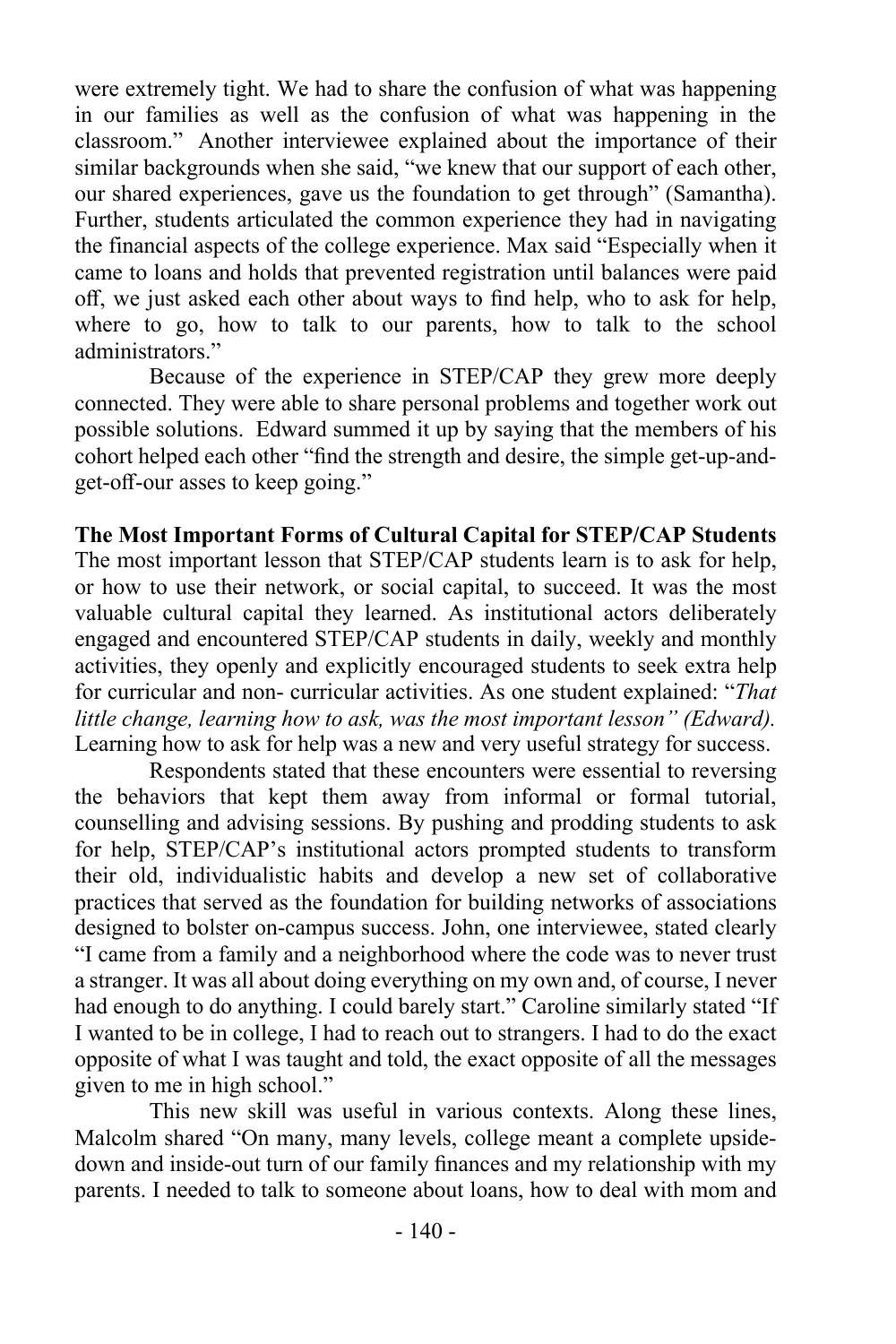were extremely tight. We had to share the confusion of what was happening in our families as well as the confusion of what was happening in the classroom." Another interviewee explained about the importance of their similar backgrounds when she said, "we knew that our support of each other, our shared experiences, gave us the foundation to get through" (Samantha). Further, students articulated the common experience they had in navigating the financial aspects of the college experience. Max said "Especially when it came to loans and holds that prevented registration until balances were paid off, we just asked each other about ways to find help, who to ask for help, where to go, how to talk to our parents, how to talk to the school administrators."

Because of the experience in STEP/CAP they grew more deeply connected. They were able to share personal problems and together work out possible solutions. Edward summed it up by saying that the members of his cohort helped each other "find the strength and desire, the simple get-up-and-get-off-our asses to keep going."

**The Most Important Forms of Cultural Capital for STEP/CAP Students**

The most important lesson that STEP/CAP students learn is to ask for help, or how to use their network, or social capital, to succeed. It was the most valuable cultural capital they learned. As institutional actors deliberately engaged and encountered STEP/CAP students in daily, weekly and monthly activities, they openly and explicitly encouraged students to seek extra help for curricular and non- curricular activities. As one student explained: "*That little change, learning how to ask, was the most important lesson" (Edward).* Learning how to ask for help was a new and very useful strategy for success.

Respondents stated that these encounters were essential to reversing the behaviors that kept them away from informal or formal tutorial, counselling and advising sessions. By pushing and prodding students to ask for help, STEP/CAP's institutional actors prompted students to transform their old, individualistic habits and develop a new set of collaborative practices that served as the foundation for building networks of associations designed to bolster on-campus success. John, one interviewee, stated clearly "I came from a family and a neighborhood where the code was to never trust a stranger. It was all about doing everything on my own and, of course, I never had enough to do anything. I could barely start." Caroline similarly stated "If I wanted to be in college, I had to reach out to strangers. I had to do the exact opposite of what I was taught and told, the exact opposite of all the messages given to me in high school."

This new skill was useful in various contexts. Along these lines, Malcolm shared "On many, many levels, college meant a complete upside-down and inside-out turn of our family finances and my relationship with my parents. I needed to talk to someone about loans, how to deal with mom and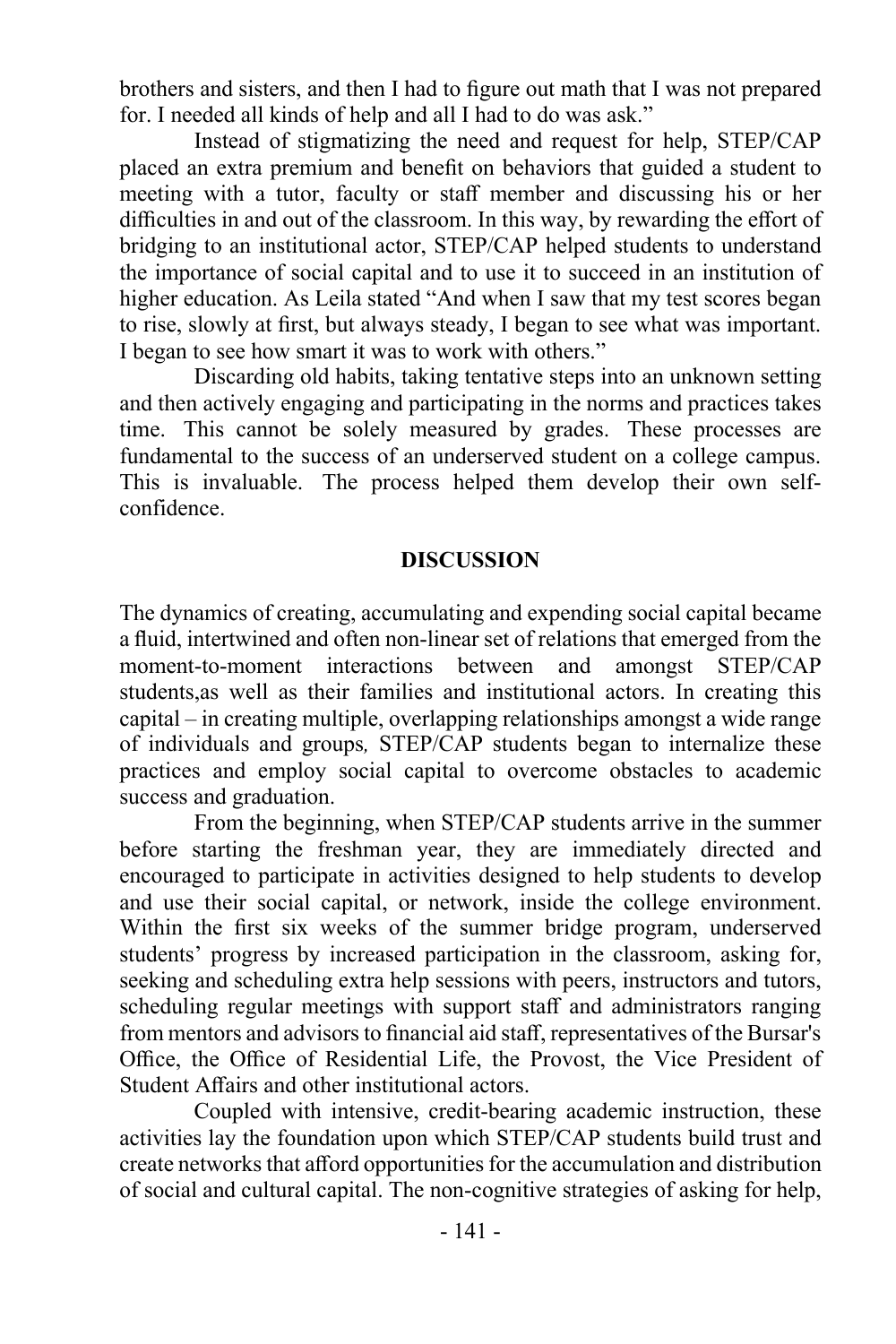brothers and sisters, and then I had to figure out math that I was not prepared for. I needed all kinds of help and all I had to do was ask."

Instead of stigmatizing the need and request for help, STEP/CAP placed an extra premium and benefit on behaviors that guided a student to meeting with a tutor, faculty or staff member and discussing his or her difficulties in and out of the classroom. In this way, by rewarding the effort of bridging to an institutional actor, STEP/CAP helped students to understand the importance of social capital and to use it to succeed in an institution of higher education. As Leila stated "And when I saw that my test scores began to rise, slowly at first, but always steady, I began to see what was important. I began to see how smart it was to work with others."

Discarding old habits, taking tentative steps into an unknown setting and then actively engaging and participating in the norms and practices takes time. This cannot be solely measured by grades. These processes are fundamental to the success of an underserved student on a college campus. This is invaluable. The process helped them develop their own self-confidence.

## DISCUSSION

The dynamics of creating, accumulating and expending social capital became a fluid, intertwined and often non-linear set of relations that emerged from the moment-to-moment interactions between and amongst STEP/CAP students,as well as their families and institutional actors. In creating this capital – in creating multiple, overlapping relationships amongst a wide range of individuals and groups*,* STEP/CAP students began to internalize these practices and employ social capital to overcome obstacles to academic success and graduation.

From the beginning, when STEP/CAP students arrive in the summer before starting the freshman year, they are immediately directed and encouraged to participate in activities designed to help students to develop and use their social capital, or network, inside the college environment. Within the first six weeks of the summer bridge program, underserved students' progress by increased participation in the classroom, asking for, seeking and scheduling extra help sessions with peers, instructors and tutors, scheduling regular meetings with support staff and administrators ranging from mentors and advisors to financial aid staff, representatives of the Bursar's Office, the Office of Residential Life, the Provost, the Vice President of Student Affairs and other institutional actors.

Coupled with intensive, credit-bearing academic instruction, these activities lay the foundation upon which STEP/CAP students build trust and create networks that afford opportunities for the accumulation and distribution of social and cultural capital. The non-cognitive strategies of asking for help,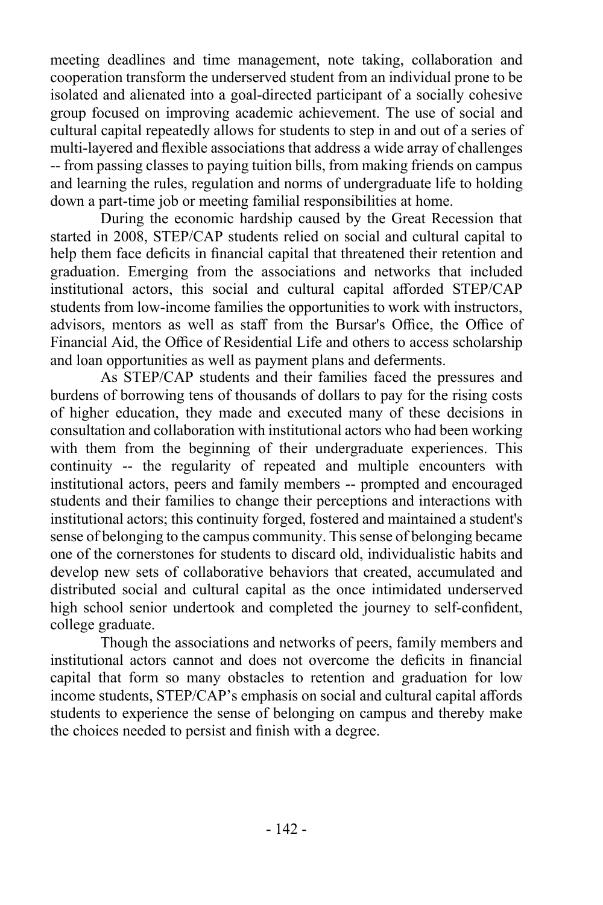meeting deadlines and time management, note taking, collaboration and cooperation transform the underserved student from an individual prone to be isolated and alienated into a goal-directed participant of a socially cohesive group focused on improving academic achievement. The use of social and cultural capital repeatedly allows for students to step in and out of a series of multi-layered and flexible associations that address a wide array of challenges -- from passing classes to paying tuition bills, from making friends on campus and learning the rules, regulation and norms of undergraduate life to holding down a part-time job or meeting familial responsibilities at home.

During the economic hardship caused by the Great Recession that started in 2008, STEP/CAP students relied on social and cultural capital to help them face deficits in financial capital that threatened their retention and graduation. Emerging from the associations and networks that included institutional actors, this social and cultural capital afforded STEP/CAP students from low-income families the opportunities to work with instructors, advisors, mentors as well as staff from the Bursar's Office, the Office of Financial Aid, the Office of Residential Life and others to access scholarship and loan opportunities as well as payment plans and deferments.

As STEP/CAP students and their families faced the pressures and burdens of borrowing tens of thousands of dollars to pay for the rising costs of higher education, they made and executed many of these decisions in consultation and collaboration with institutional actors who had been working with them from the beginning of their undergraduate experiences. This continuity -- the regularity of repeated and multiple encounters with institutional actors, peers and family members -- prompted and encouraged students and their families to change their perceptions and interactions with institutional actors; this continuity forged, fostered and maintained a student's sense of belonging to the campus community. This sense of belonging became one of the cornerstones for students to discard old, individualistic habits and develop new sets of collaborative behaviors that created, accumulated and distributed social and cultural capital as the once intimidated underserved high school senior undertook and completed the journey to self-confident, college graduate.

Though the associations and networks of peers, family members and institutional actors cannot and does not overcome the deficits in financial capital that form so many obstacles to retention and graduation for low income students, STEP/CAP's emphasis on social and cultural capital affords students to experience the sense of belonging on campus and thereby make the choices needed to persist and finish with a degree.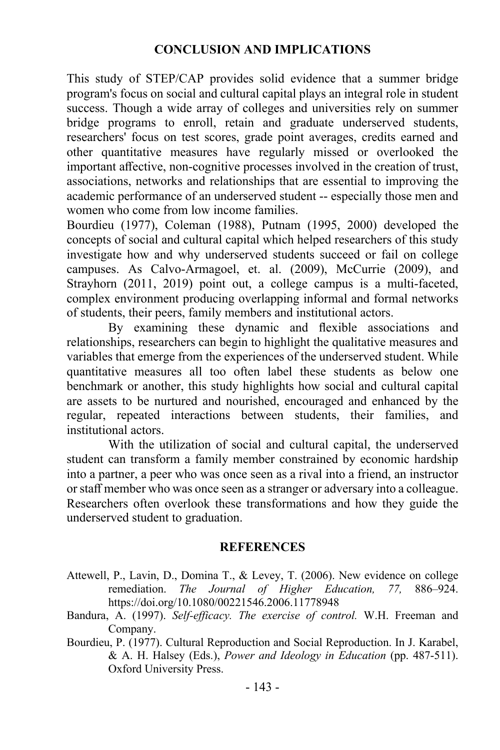## CONCLUSION AND IMPLICATIONS

This study of STEP/CAP provides solid evidence that a summer bridge program's focus on social and cultural capital plays an integral role in student success. Though a wide array of colleges and universities rely on summer bridge programs to enroll, retain and graduate underserved students, researchers' focus on test scores, grade point averages, credits earned and other quantitative measures have regularly missed or overlooked the important affective, non-cognitive processes involved in the creation of trust, associations, networks and relationships that are essential to improving the academic performance of an underserved student -- especially those men and women who come from low income families.

Bourdieu (1977), Coleman (1988), Putnam (1995, 2000) developed the concepts of social and cultural capital which helped researchers of this study investigate how and why underserved students succeed or fail on college campuses. As Calvo-Armagoel, et. al. (2009), McCurrie (2009), and Strayhorn (2011, 2019) point out, a college campus is a multi-faceted, complex environment producing overlapping informal and formal networks of students, their peers, family members and institutional actors.

By examining these dynamic and flexible associations and relationships, researchers can begin to highlight the qualitative measures and variables that emerge from the experiences of the underserved student. While quantitative measures all too often label these students as below one benchmark or another, this study highlights how social and cultural capital are assets to be nurtured and nourished, encouraged and enhanced by the regular, repeated interactions between students, their families, and institutional actors.

With the utilization of social and cultural capital, the underserved student can transform a family member constrained by economic hardship into a partner, a peer who was once seen as a rival into a friend, an instructor or staff member who was once seen as a stranger or adversary into a colleague. Researchers often overlook these transformations and how they guide the underserved student to graduation.

## REFERENCES

Attewell, P., Lavin, D., Domina T., & Levey, T. (2006). New evidence on college remediation. *The Journal of Higher Education, 77,* 886–924. https://doi.org/10.1080/00221546.2006.11778948

Bandura, A. (1997). *Self-efficacy. The exercise of control.* W.H. Freeman and Company.

Bourdieu, P. (1977). Cultural Reproduction and Social Reproduction. In J. Karabel, & A. H. Halsey (Eds.), *Power and Ideology in Education* (pp. 487-511). Oxford University Press.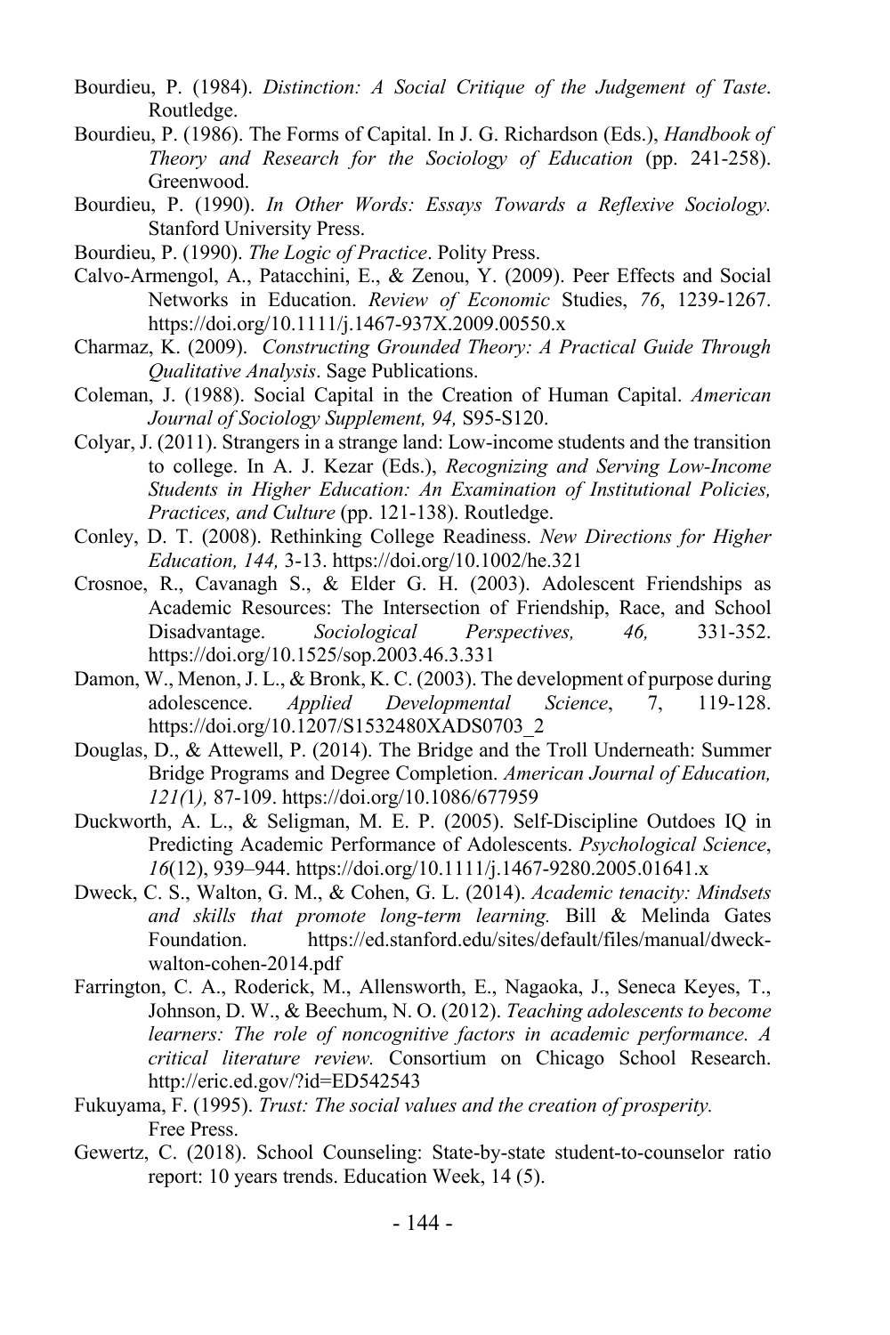Bourdieu, P. (1984). *Distinction: A Social Critique of the Judgement of Taste*. Routledge.

Bourdieu, P. (1986). The Forms of Capital. In J. G. Richardson (Eds.), *Handbook of Theory and Research for the Sociology of Education* (pp. 241-258). Greenwood.

Bourdieu, P. (1990). *In Other Words: Essays Towards a Reflexive Sociology.* Stanford University Press.

Bourdieu, P. (1990). *The Logic of Practice*. Polity Press.

Calvo-Armengol, A., Patacchini, E., & Zenou, Y. (2009). Peer Effects and Social Networks in Education. *Review of Economic* Studies, *76*, 1239-1267. https://doi.org/10.1111/j.1467-937X.2009.00550.x

Charmaz, K. (2009). *Constructing Grounded Theory: A Practical Guide Through Qualitative Analysis*. Sage Publications.

Coleman, J. (1988). Social Capital in the Creation of Human Capital. *American Journal of Sociology Supplement, 94,* S95-S120.

Colyar, J. (2011). Strangers in a strange land: Low-income students and the transition to college. In A. J. Kezar (Eds.), *Recognizing and Serving Low-Income Students in Higher Education: An Examination of Institutional Policies, Practices, and Culture* (pp. 121-138). Routledge.

Conley, D. T. (2008). Rethinking College Readiness. *New Directions for Higher Education, 144,* 3-13. https://doi.org/10.1002/he.321

Crosnoe, R., Cavanagh S., & Elder G. H. (2003). Adolescent Friendships as Academic Resources: The Intersection of Friendship, Race, and School Disadvantage. *Sociological Perspectives, 46,* 331-352. https://doi.org/10.1525/sop.2003.46.3.331

Damon, W., Menon, J. L., & Bronk, K. C. (2003). The development of purpose during adolescence. *Applied Developmental Science*, 7, 119-128. https://doi.org/10.1207/S1532480XADS0703_2

Douglas, D., & Attewell, P. (2014). The Bridge and the Troll Underneath: Summer Bridge Programs and Degree Completion. *American Journal of Education, 121(*1*),* 87-109. https://doi.org/10.1086/677959

Duckworth, A. L., & Seligman, M. E. P. (2005). Self-Discipline Outdoes IQ in Predicting Academic Performance of Adolescents. *Psychological Science*, *16*(12), 939–944. https://doi.org/10.1111/j.1467-9280.2005.01641.x

Dweck, C. S., Walton, G. M., & Cohen, G. L. (2014). *Academic tenacity: Mindsets and skills that promote long-term learning.* Bill & Melinda Gates Foundation. https://ed.stanford.edu/sites/default/files/manual/dweck-walton-cohen-2014.pdf

Farrington, C. A., Roderick, M., Allensworth, E., Nagaoka, J., Seneca Keyes, T., Johnson, D. W., & Beechum, N. O. (2012). *Teaching adolescents to become learners: The role of noncognitive factors in academic performance. A critical literature review.* Consortium on Chicago School Research. http://eric.ed.gov/?id=ED542543

Fukuyama, F. (1995). *Trust: The social values and the creation of prosperity.* Free Press.

Gewertz, C. (2018). School Counseling: State-by-state student-to-counselor ratio report: 10 years trends. Education Week, 14 (5).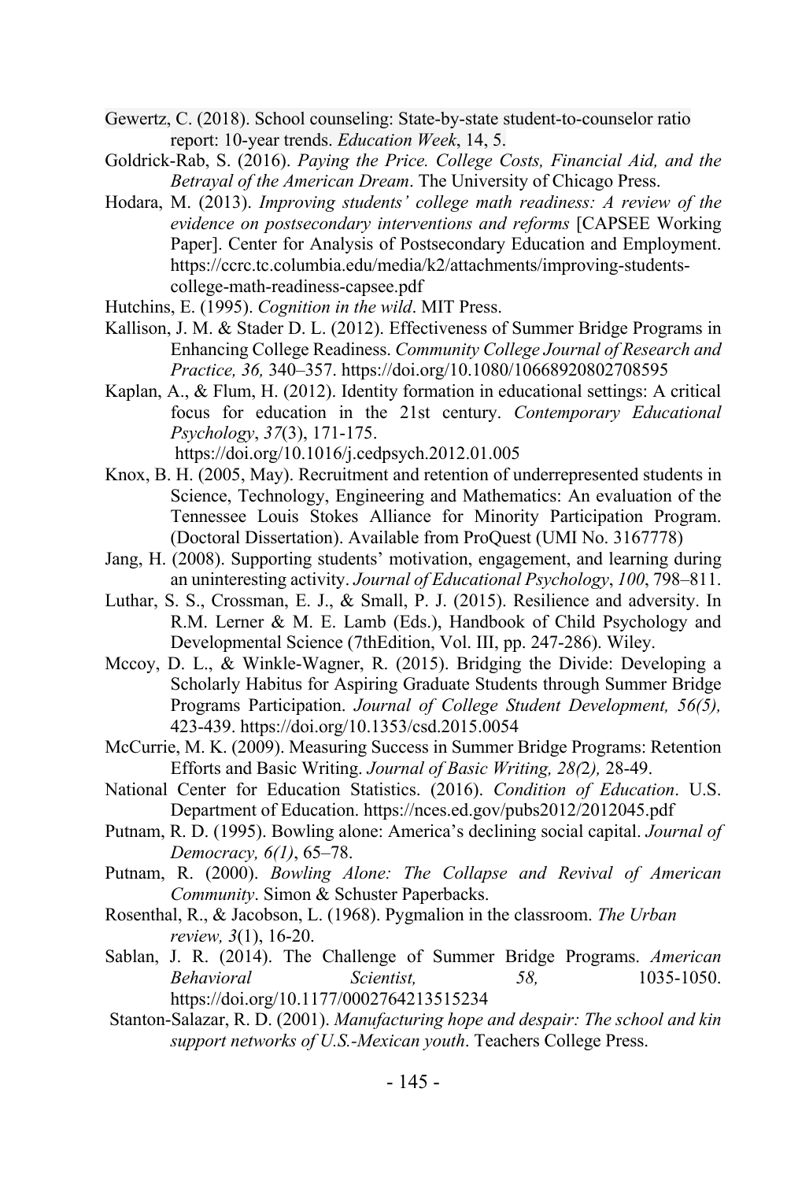Gewertz, C. (2018). School counseling: State-by-state student-to-counselor ratio report: 10-year trends. *Education Week*, 14, 5.

Goldrick-Rab, S. (2016). *Paying the Price. College Costs, Financial Aid, and the Betrayal of the American Dream*. The University of Chicago Press.

Hodara, M. (2013). *Improving students' college math readiness: A review of the evidence on postsecondary interventions and reforms* [CAPSEE Working Paper]. Center for Analysis of Postsecondary Education and Employment. https://ccrc.tc.columbia.edu/media/k2/attachments/improving-students-college-math-readiness-capsee.pdf

Hutchins, E. (1995). *Cognition in the wild*. MIT Press.

Kallison, J. M. & Stader D. L. (2012). Effectiveness of Summer Bridge Programs in Enhancing College Readiness. *Community College Journal of Research and Practice, 36,* 340–357. https://doi.org/10.1080/10668920802708595

Kaplan, A., & Flum, H. (2012). Identity formation in educational settings: A critical focus for education in the 21st century. *Contemporary Educational Psychology*, *37*(3), 171-175. https://doi.org/10.1016/j.cedpsych.2012.01.005

Knox, B. H. (2005, May). Recruitment and retention of underrepresented students in Science, Technology, Engineering and Mathematics: An evaluation of the Tennessee Louis Stokes Alliance for Minority Participation Program. (Doctoral Dissertation). Available from ProQuest (UMI No. 3167778)

Jang, H. (2008). Supporting students' motivation, engagement, and learning during an uninteresting activity. *Journal of Educational Psychology*, *100*, 798–811.

Luthar, S. S., Crossman, E. J., & Small, P. J. (2015). Resilience and adversity. In R.M. Lerner & M. E. Lamb (Eds.), Handbook of Child Psychology and Developmental Science (7thEdition, Vol. III, pp. 247-286). Wiley.

Mccoy, D. L., & Winkle-Wagner, R. (2015). Bridging the Divide: Developing a Scholarly Habitus for Aspiring Graduate Students through Summer Bridge Programs Participation. *Journal of College Student Development, 56(5),* 423-439. https://doi.org/10.1353/csd.2015.0054

McCurrie, M. K. (2009). Measuring Success in Summer Bridge Programs: Retention Efforts and Basic Writing. *Journal of Basic Writing, 28(*2*),* 28-49.

National Center for Education Statistics. (2016). *Condition of Education*. U.S. Department of Education. https://nces.ed.gov/pubs2012/2012045.pdf

Putnam, R. D. (1995). Bowling alone: America's declining social capital. *Journal of Democracy, 6(1)*, 65–78.

Putnam, R. (2000). *Bowling Alone: The Collapse and Revival of American Community*. Simon & Schuster Paperbacks.

Rosenthal, R., & Jacobson, L. (1968). Pygmalion in the classroom. *The Urban review, 3*(1), 16-20.

Sablan, J. R. (2014). The Challenge of Summer Bridge Programs. *American Behavioral Scientist, 58,* 1035-1050. https://doi.org/10.1177/0002764213515234

Stanton-Salazar, R. D. (2001). *Manufacturing hope and despair: The school and kin support networks of U.S.-Mexican youth*. Teachers College Press.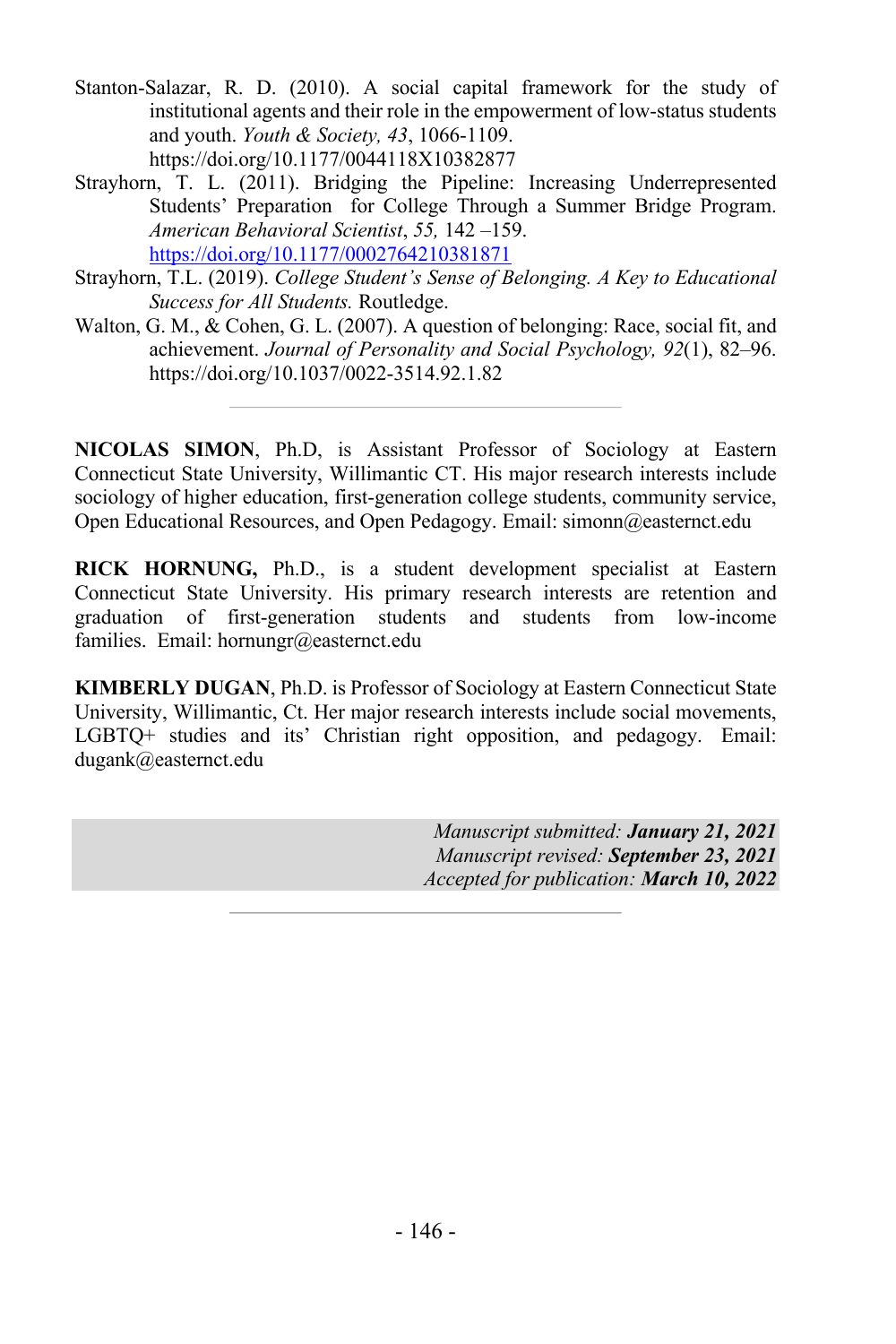Stanton-Salazar, R. D. (2010). A social capital framework for the study of institutional agents and their role in the empowerment of low-status students and youth. *Youth & Society, 43*, 1066-1109. https://doi.org/10.1177/0044118X10382877

Strayhorn, T. L. (2011). Bridging the Pipeline: Increasing Underrepresented Students' Preparation for College Through a Summer Bridge Program. *American Behavioral Scientist*, *55,* 142 –159. https://doi.org/10.1177/0002764210381871

Strayhorn, T.L. (2019). *College Student's Sense of Belonging. A Key to Educational Success for All Students.* Routledge.

Walton, G. M., & Cohen, G. L. (2007). A question of belonging: Race, social fit, and achievement. *Journal of Personality and Social Psychology, 92*(1), 82–96. https://doi.org/10.1037/0022-3514.92.1.82

---

**NICOLAS SIMON**, Ph.D, is Assistant Professor of Sociology at Eastern Connecticut State University, Willimantic CT. His major research interests include sociology of higher education, first-generation college students, community service, Open Educational Resources, and Open Pedagogy. Email: simonn@easternct.edu

**RICK HORNUNG,** Ph.D., is a student development specialist at Eastern Connecticut State University. His primary research interests are retention and graduation of first-generation students and students from low-income families. Email: hornungr@easternct.edu

**KIMBERLY DUGAN**, Ph.D. is Professor of Sociology at Eastern Connecticut State University, Willimantic, Ct. Her major research interests include social movements, LGBTQ+ studies and its' Christian right opposition, and pedagogy. Email: dugank@easternct.edu

*Manuscript submitted:* ***January 21, 2021***
*Manuscript revised:* ***September 23, 2021***
*Accepted for publication:* ***March 10, 2022***

---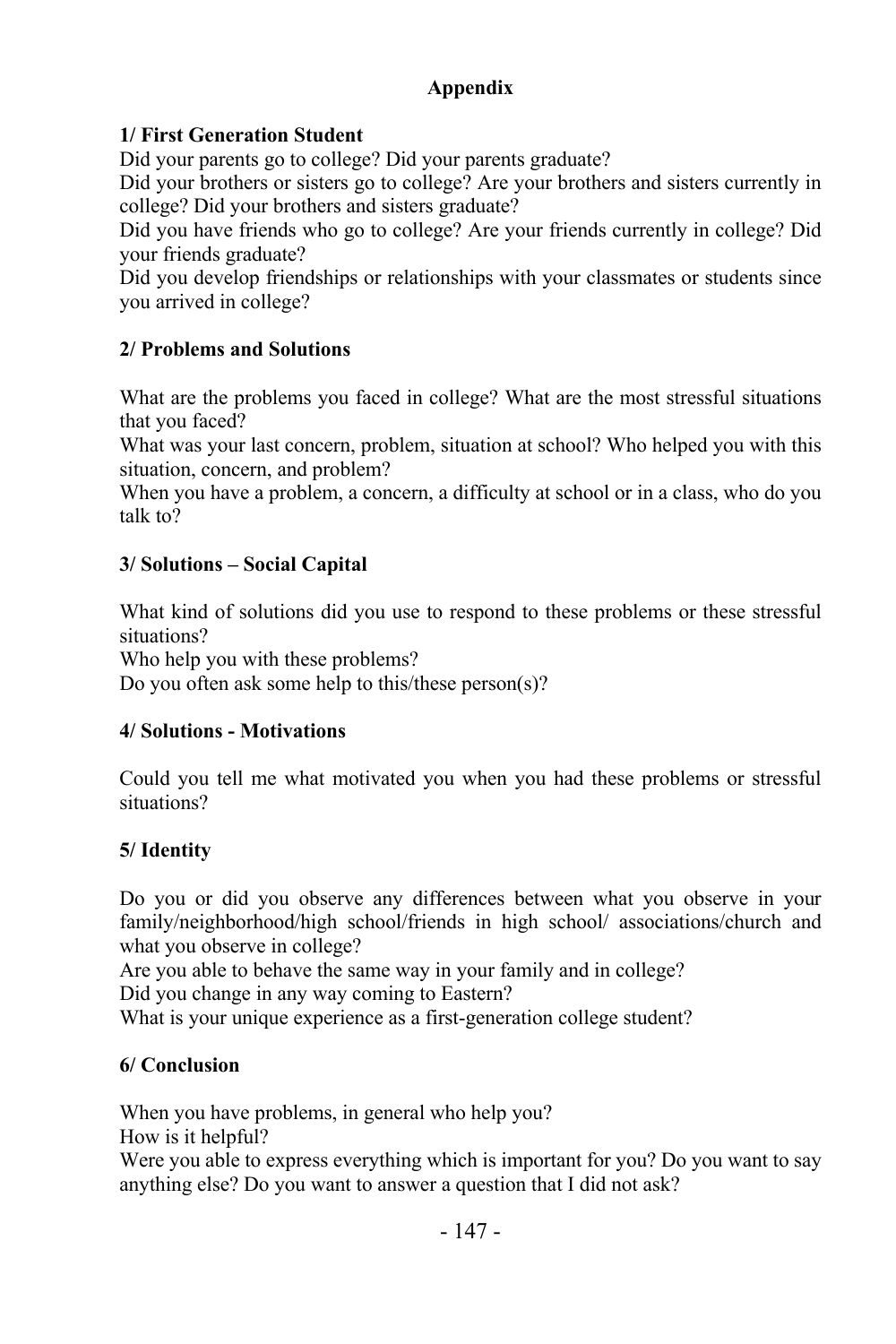# Appendix

**1/ First Generation Student**

Did your parents go to college? Did your parents graduate?
Did your brothers or sisters go to college? Are your brothers and sisters currently in college? Did your brothers and sisters graduate?
Did you have friends who go to college? Are your friends currently in college? Did your friends graduate?
Did you develop friendships or relationships with your classmates or students since you arrived in college?

**2/ Problems and Solutions**

What are the problems you faced in college? What are the most stressful situations that you faced?
What was your last concern, problem, situation at school? Who helped you with this situation, concern, and problem?
When you have a problem, a concern, a difficulty at school or in a class, who do you talk to?

**3/ Solutions – Social Capital**

What kind of solutions did you use to respond to these problems or these stressful situations?
Who help you with these problems?
Do you often ask some help to this/these person(s)?

**4/ Solutions - Motivations**

Could you tell me what motivated you when you had these problems or stressful situations?

**5/ Identity**

Do you or did you observe any differences between what you observe in your family/neighborhood/high school/friends in high school/ associations/church and what you observe in college?
Are you able to behave the same way in your family and in college?
Did you change in any way coming to Eastern?
What is your unique experience as a first-generation college student?

**6/ Conclusion**

When you have problems, in general who help you?
How is it helpful?
Were you able to express everything which is important for you? Do you want to say anything else? Do you want to answer a question that I did not ask?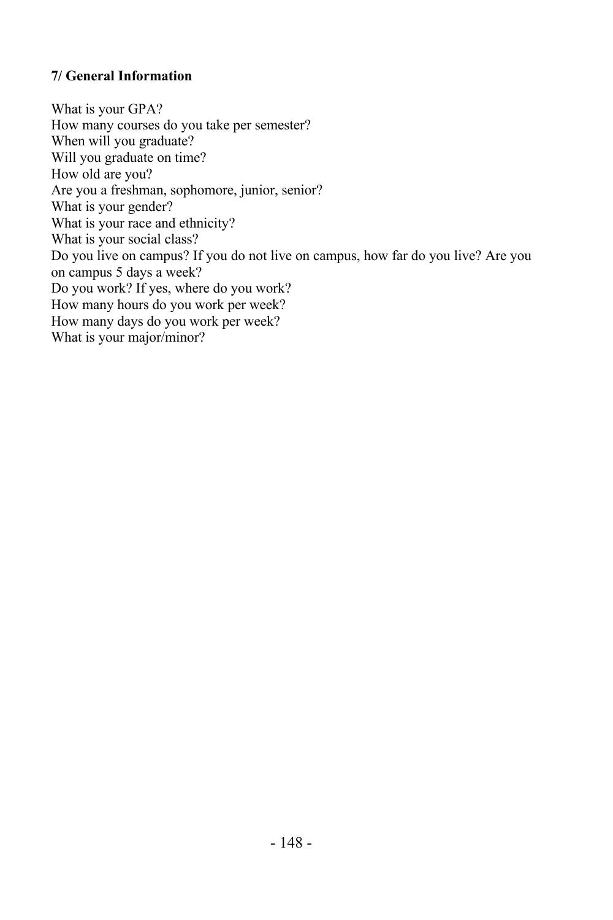**7/ General Information**

What is your GPA?
How many courses do you take per semester?
When will you graduate?
Will you graduate on time?
How old are you?
Are you a freshman, sophomore, junior, senior?
What is your gender?
What is your race and ethnicity?
What is your social class?
Do you live on campus? If you do not live on campus, how far do you live? Are you on campus 5 days a week?
Do you work? If yes, where do you work?
How many hours do you work per week?
How many days do you work per week?
What is your major/minor?